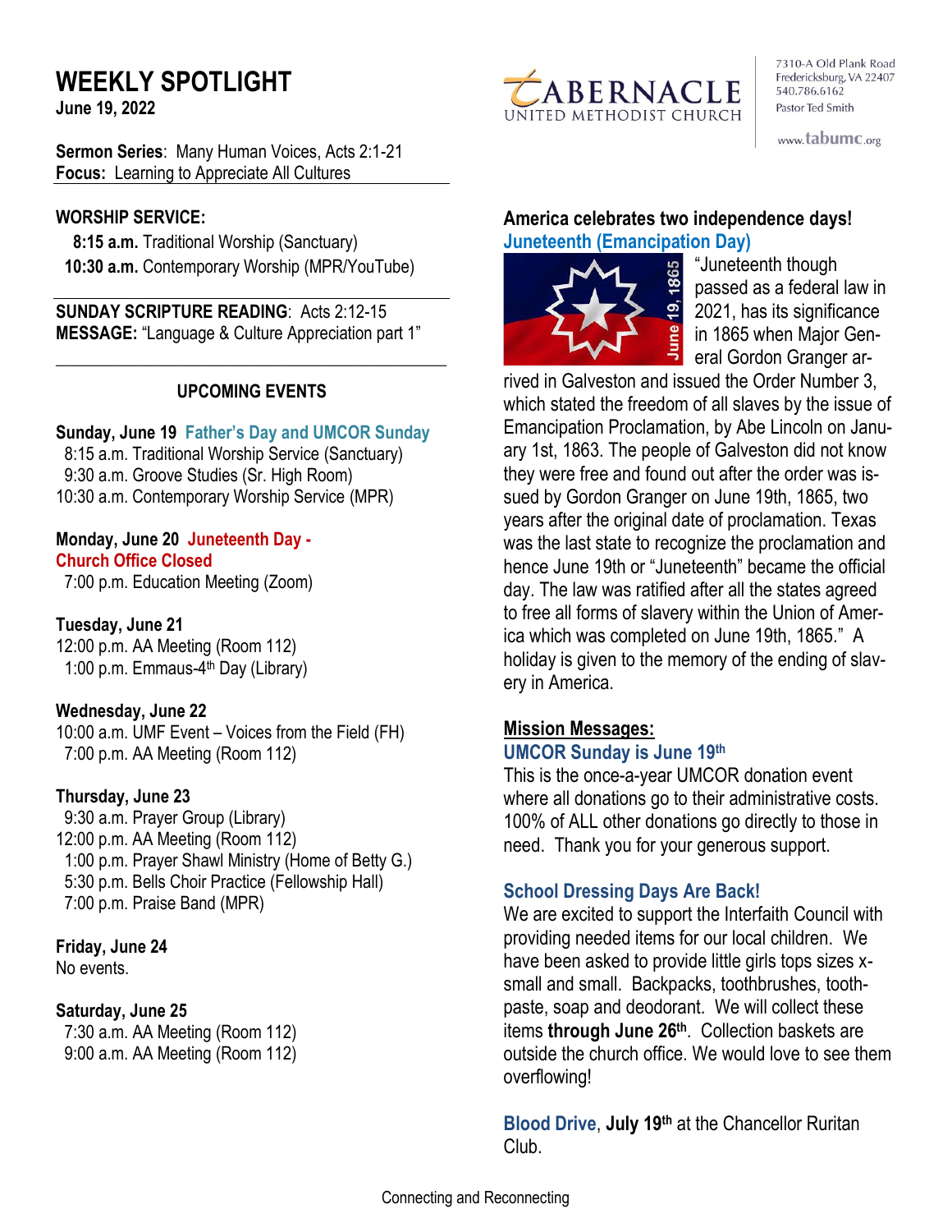# WEEKLY SPOTLIGHT

**June 19, 2022**

TABERNACLE UNITED METHODIST CHURCH

7310-A Old Plank Road
Fredericksburg, VA 22407
540.786.6162
Pastor Ted Smith

www.tabumc.org

**Sermon Series**: Many Human Voices, Acts 2:1-21
**Focus:** Learning to Appreciate All Cultures

## WORSHIP SERVICE:

**8:15 a.m.** Traditional Worship (Sanctuary)
**10:30 a.m.** Contemporary Worship (MPR/YouTube)

**SUNDAY SCRIPTURE READING**: Acts 2:12-15
**MESSAGE:** "Language & Culture Appreciation part 1"

## UPCOMING EVENTS

**Sunday, June 19 Father's Day and UMCOR Sunday**
8:15 a.m. Traditional Worship Service (Sanctuary)
9:30 a.m. Groove Studies (Sr. High Room)
10:30 a.m. Contemporary Worship Service (MPR)

**Monday, June 20 Juneteenth Day - Church Office Closed**
7:00 p.m. Education Meeting (Zoom)

**Tuesday, June 21**
12:00 p.m. AA Meeting (Room 112)
1:00 p.m. Emmaus-4th Day (Library)

**Wednesday, June 22**
10:00 a.m. UMF Event – Voices from the Field (FH)
7:00 p.m. AA Meeting (Room 112)

**Thursday, June 23**
9:30 a.m. Prayer Group (Library)
12:00 p.m. AA Meeting (Room 112)
1:00 p.m. Prayer Shawl Ministry (Home of Betty G.)
5:30 p.m. Bells Choir Practice (Fellowship Hall)
7:00 p.m. Praise Band (MPR)

**Friday, June 24**
No events.

**Saturday, June 25**
7:30 a.m. AA Meeting (Room 112)
9:00 a.m. AA Meeting (Room 112)

## America celebrates two independence days!

### Juneteenth (Emancipation Day)

"Juneteenth though passed as a federal law in 2021, has its significance in 1865 when Major General Gordon Granger arrived in Galveston and issued the Order Number 3, which stated the freedom of all slaves by the issue of Emancipation Proclamation, by Abe Lincoln on January 1st, 1863. The people of Galveston did not know they were free and found out after the order was issued by Gordon Granger on June 19th, 1865, two years after the original date of proclamation. Texas was the last state to recognize the proclamation and hence June 19th or "Juneteenth" became the official day. The law was ratified after all the states agreed to free all forms of slavery within the Union of America which was completed on June 19th, 1865." A holiday is given to the memory of the ending of slavery in America.

## Mission Messages:

### UMCOR Sunday is June 19th

This is the once-a-year UMCOR donation event where all donations go to their administrative costs. 100% of ALL other donations go directly to those in need. Thank you for your generous support.

### School Dressing Days Are Back!

We are excited to support the Interfaith Council with providing needed items for our local children. We have been asked to provide little girls tops sizes x-small and small. Backpacks, toothbrushes, toothpaste, soap and deodorant. We will collect these items **through June 26th**. Collection baskets are outside the church office. We would love to see them overflowing!

**Blood Drive**, **July 19th** at the Chancellor Ruritan Club.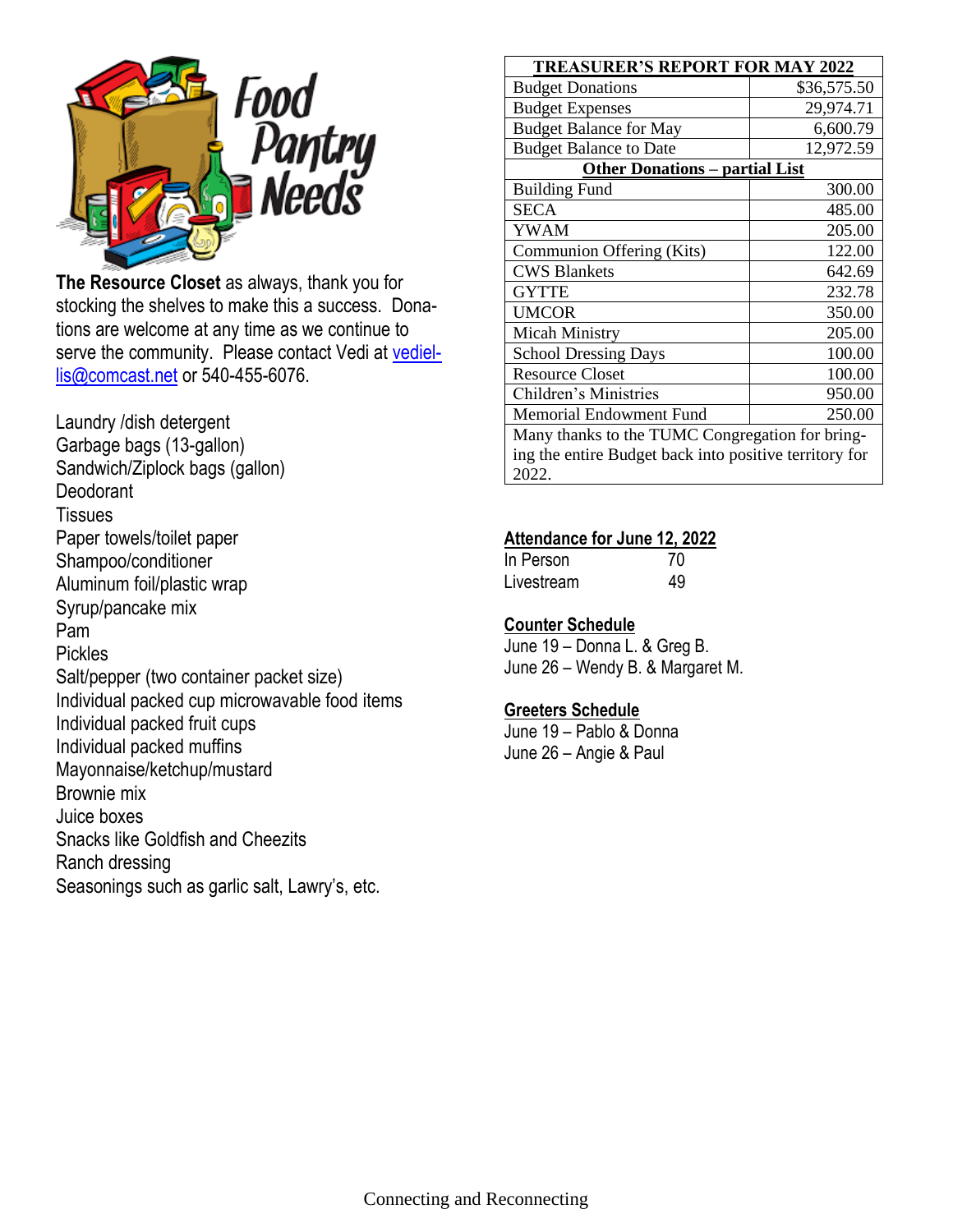# Food Pantry Needs

**The Resource Closet** as always, thank you for stocking the shelves to make this a success. Donations are welcome at any time as we continue to serve the community. Please contact Vedi at vediellis@comcast.net or 540-455-6076.

Laundry /dish detergent
Garbage bags (13-gallon)
Sandwich/Ziplock bags (gallon)
Deodorant
Tissues
Paper towels/toilet paper
Shampoo/conditioner
Aluminum foil/plastic wrap
Syrup/pancake mix
Pam
Pickles
Salt/pepper (two container packet size)
Individual packed cup microwavable food items
Individual packed fruit cups
Individual packed muffins
Mayonnaise/ketchup/mustard
Brownie mix
Juice boxes
Snacks like Goldfish and Cheezits
Ranch dressing
Seasonings such as garlic salt, Lawry's, etc.

| **TREASURER'S REPORT FOR MAY 2022** | |
|---|---|
| Budget Donations | $36,575.50 |
| Budget Expenses | 29,974.71 |
| Budget Balance for May | 6,600.79 |
| Budget Balance to Date | 12,972.59 |
| **Other Donations – partial List** | |
| Building Fund | 300.00 |
| SECA | 485.00 |
| YWAM | 205.00 |
| Communion Offering (Kits) | 122.00 |
| CWS Blankets | 642.69 |
| GYTTE | 232.78 |
| UMCOR | 350.00 |
| Micah Ministry | 205.00 |
| School Dressing Days | 100.00 |
| Resource Closet | 100.00 |
| Children's Ministries | 950.00 |
| Memorial Endowment Fund | 250.00 |
| Many thanks to the TUMC Congregation for bringing the entire Budget back into positive territory for 2022. | |

**Attendance for June 12, 2022**

| | |
|---|---|
| In Person | 70 |
| Livestream | 49 |

**Counter Schedule**

June 19 – Donna L. & Greg B.
June 26 – Wendy B. & Margaret M.

**Greeters Schedule**

June 19 – Pablo & Donna
June 26 – Angie & Paul

Connecting and Reconnecting